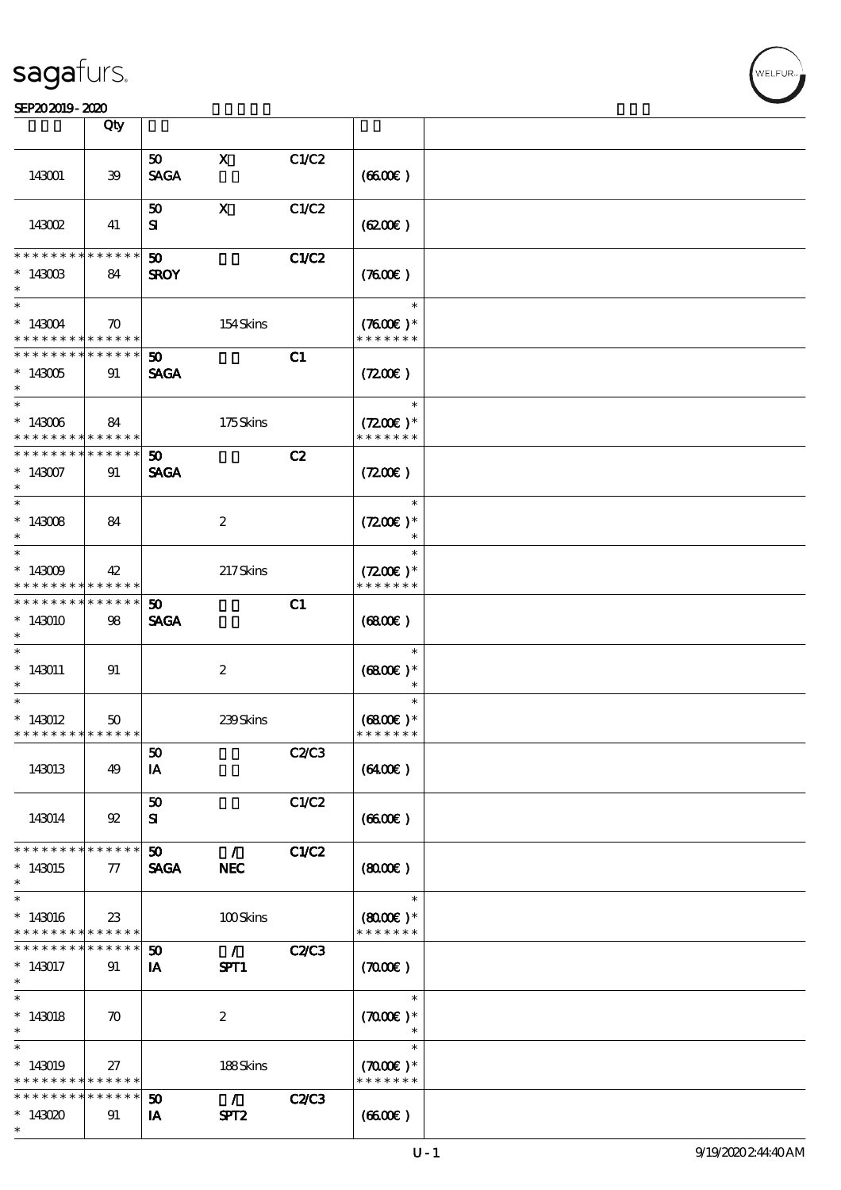# sagafurs.

SEP20 2019 - 2020

| | Qty | | | | | |
|---|---|---|---|---|---|---|
| 143001 | 39 | 50 SAGA | X | C1/C2 | (66.00€) | |
| 143002 | 41 | 50 SI | X | C1/C2 | (62.00€) | |
| * * * * * * * * * * * * * * 143003 * | 84 | 50 SROY | | C1/C2 | (76.00€) | |
| * 143004 * * * * * * * * * * * * * | 70 | | 154 Skins | | * (76.00€) * * * * * * * * | |
| * * * * * * * * * * * * * * 143005 * | 91 | 50 SAGA | | C1 | (72.00€) | |
| * 143006 * * * * * * * * * * * * * | 84 | | 175 Skins | | * (72.00€) * * * * * * * * | |
| * * * * * * * * * * * * * * 143007 * | 91 | 50 SAGA | | C2 | (72.00€) | |
| * 143008 * | 84 | | 2 | | * (72.00€) * * | |
| * 143009 * * * * * * * * * * * * * | 42 | | 217 Skins | | * (72.00€) * * * * * * * * | |
| * * * * * * * * * * * * * * 143010 * | 98 | 50 SAGA | | C1 | (68.00€) | |
| * 143011 * | 91 | | 2 | | * (68.00€) * * | |
| * 143012 * * * * * * * * * * * * * | 50 | | 239 Skins | | * (68.00€) * * * * * * * * | |
| 143013 | 49 | 50 IA | | C2/C3 | (64.00€) | |
| 143014 | 92 | 50 SI | | C1/C2 | (66.00€) | |
| * * * * * * * * * * * * * * 143015 * | 77 | 50 SAGA | / NEC | C1/C2 | (80.00€) | |
| * 143016 * * * * * * * * * * * * * | 23 | | 100 Skins | | * (80.00€) * * * * * * * * | |
| * * * * * * * * * * * * * * 143017 * | 91 | 50 IA | / SPT1 | C2/C3 | (70.00€) | |
| * 143018 * | 70 | | 2 | | * (70.00€) * * | |
| * 143019 * * * * * * * * * * * * * | 27 | | 188 Skins | | * (70.00€) * * * * * * * * | |
| * * * * * * * * * * * * * * 143020 * | 91 | 50 IA | / SPT2 | C2/C3 | (66.00€) | |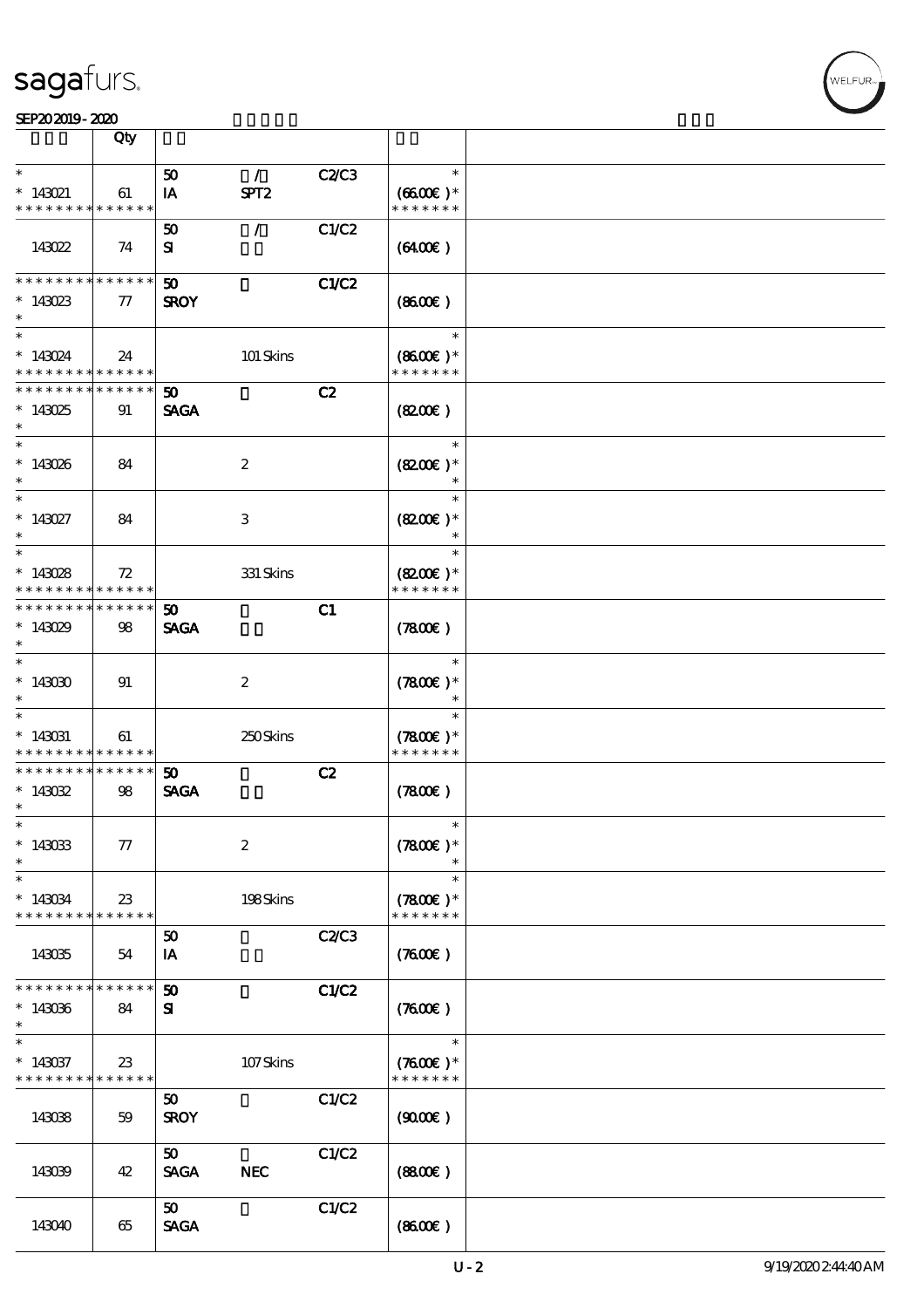| | Qty | | | | | |
|---|---|---|---|---|---|---|
| * | | 50 | / | C2/C3 | * | |
| * 143021 | 61 | IA | SPT2 | | (66.00€ )* | |
| * * * * * * * * * * * * * * | | | | | * * * * * * * | |
| 143022 | 74 | 50<br>SI | / | C1/C2 | (64.00€ ) | |
| * * * * * * * * * * * * * * | | 50 | | C1/C2 | | |
| * 143023 | 77 | SROY | | | (86.00€ ) | |
| * | | | | | | |
| * | | | | | * | |
| * 143024 | 24 | | 101 Skins | | (86.00€ )* | |
| * * * * * * * * * * * * * * | | | | | * * * * * * * | |
| * * * * * * * * * * * * * * | | 50 | | C2 | | |
| * 143025 | 91 | SAGA | | | (82.00€ ) | |
| * | | | | | | |
| * | | | | | * | |
| * 143026 | 84 | | 2 | | (82.00€ )* | |
| * | | | | | * | |
| * | | | | | * | |
| * 143027 | 84 | | 3 | | (82.00€ )* | |
| * | | | | | * | |
| * | | | | | * | |
| * 143028 | 72 | | 331 Skins | | (82.00€ )* | |
| * * * * * * * * * * * * * * | | | | | * * * * * * * | |
| * * * * * * * * * * * * * * | | 50 | | C1 | | |
| * 143029 | 98 | SAGA | | | (78.00€ ) | |
| * | | | | | | |
| * | | | | | * | |
| * 143030 | 91 | | 2 | | (78.00€ )* | |
| * | | | | | * | |
| * | | | | | * | |
| * 143031 | 61 | | 250 Skins | | (78.00€ )* | |
| * * * * * * * * * * * * * * | | | | | * * * * * * * | |
| * * * * * * * * * * * * * * | | 50 | | C2 | | |
| * 143032 | 98 | SAGA | | | (78.00€ ) | |
| * | | | | | | |
| * | | | | | * | |
| * 143033 | 77 | | 2 | | (78.00€ )* | |
| * | | | | | * | |
| * | | | | | * | |
| * 143034 | 23 | | 198 Skins | | (78.00€ )* | |
| * * * * * * * * * * * * * * | | | | | * * * * * * * | |
| 143035 | 54 | 50<br>IA | | C2/C3 | (76.00€ ) | |
| * * * * * * * * * * * * * * | | 50 | | C1/C2 | | |
| * 143036 | 84 | SI | | | (76.00€ ) | |
| * | | | | | | |
| * | | | | | * | |
| * 143037 | 23 | | 107 Skins | | (76.00€ )* | |
| * * * * * * * * * * * * * * | | | | | * * * * * * * | |
| 143038 | 59 | 50<br>SROY | | C1/C2 | (90.00€ ) | |
| 143039 | 42 | 50<br>SAGA | NEC | C1/C2 | (88.00€ ) | |
| 143040 | 65 | 50<br>SAGA | | C1/C2 | (86.00€ ) | |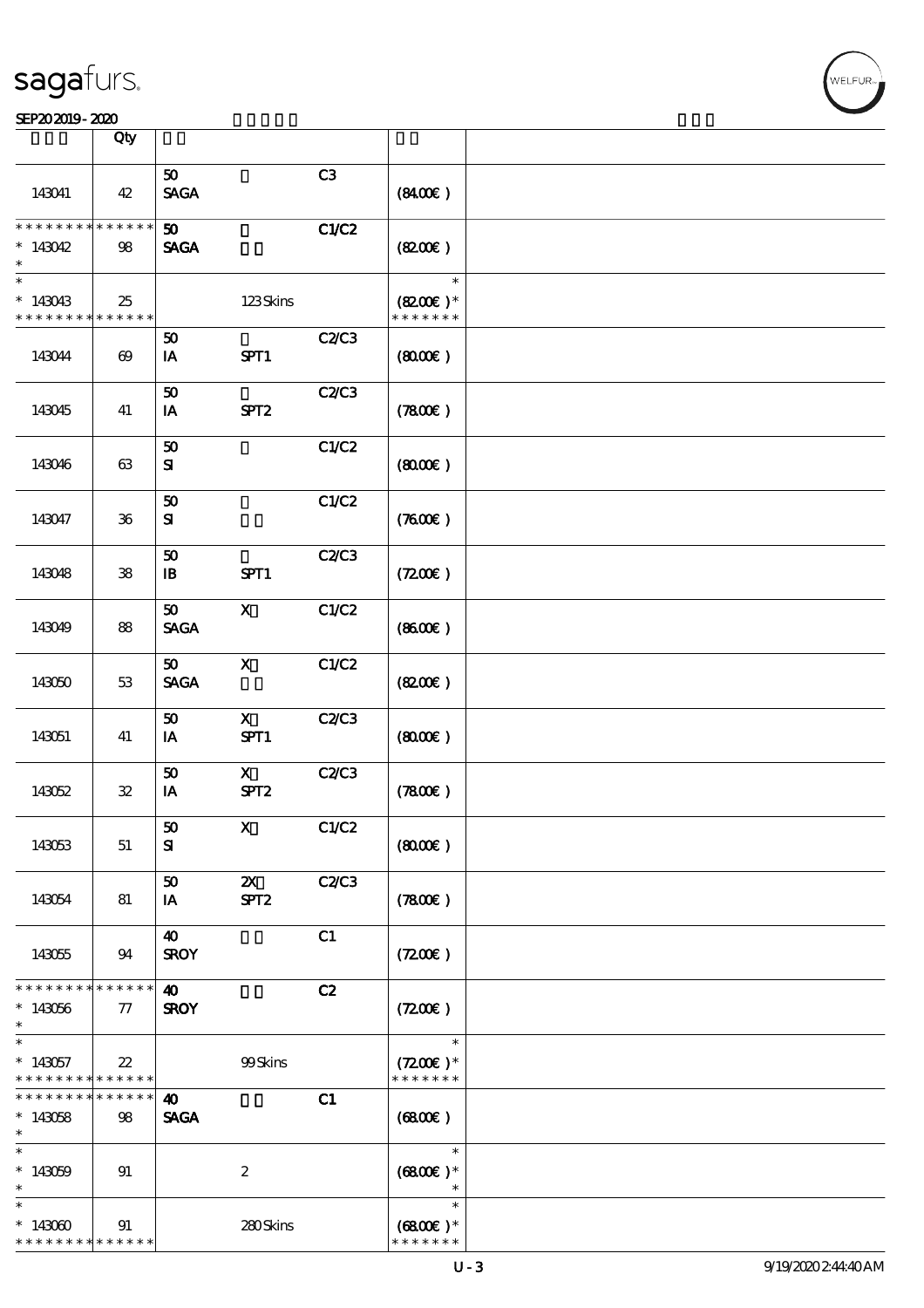# sagafurs.

SEP20 2019 - 2020

| | Qty | | | | | |
|---|---|---|---|---|---|---|
| 143041 | 42 | 50 SAGA | | C3 | (84.00€) | |
| * * * * * * * * * * * * * * 143042 * | 98 | 50 SAGA | | C1/C2 | (82.00€) | |
| * * 143043 * * * * * * * * * * * * * | 25 | | 123 Skins | | * (82.00€) * * * * * * * * | |
| 143044 | 69 | 50 IA | SPT1 | C2/C3 | (80.00€) | |
| 143045 | 41 | 50 IA | SPT2 | C2/C3 | (78.00€) | |
| 143046 | 63 | 50 SI | | C1/C2 | (80.00€) | |
| 143047 | 36 | 50 SI | | C1/C2 | (76.00€) | |
| 143048 | 38 | 50 IB | SPT1 | C2/C3 | (72.00€) | |
| 143049 | 88 | 50 SAGA | X | C1/C2 | (86.00€) | |
| 143050 | 53 | 50 SAGA | X | C1/C2 | (82.00€) | |
| 143051 | 41 | 50 IA | X SPT1 | C2/C3 | (80.00€) | |
| 143052 | 32 | 50 IA | X SPT2 | C2/C3 | (78.00€) | |
| 143053 | 51 | 50 SI | X | C1/C2 | (80.00€) | |
| 143054 | 81 | 50 IA | 2X SPT2 | C2/C3 | (78.00€) | |
| 143055 | 94 | 40 SROY | | C1 | (72.00€) | |
| * * * * * * * * * * * * * * 143056 * | 77 | 40 SROY | | C2 | (72.00€) | |
| * * 143057 * * * * * * * * * * * * * | 22 | | 99 Skins | | * (72.00€) * * * * * * * * | |
| * * * * * * * * * * * * * * 143058 * | 98 | 40 SAGA | | C1 | (68.00€) | |
| * * 143059 * | 91 | | 2 | | * (68.00€) * * | |
| * * 143060 * * * * * * * * * * * * * | 91 | | 280 Skins | | * (68.00€) * * * * * * * * | |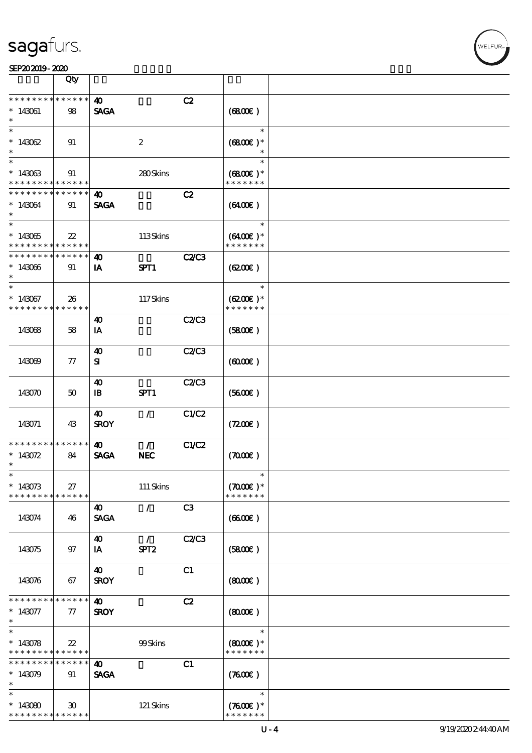| | Qty | | | | | |
|---|---|---|---|---|---|---|
| * * * * * * * * * * * * * * | | 40 | | C2 | | |
| * 143061 | 98 | SAGA | | | (68.00€) | |
| * | | | | | | |
| * | | | | | * | |
| * 143062 | 91 | | 2 | | (68.00€) * | |
| * | | | | | * | |
| * | | | | | * | |
| * 143063 | 91 | | 280 Skins | | (68.00€) * | |
| * * * * * * * * * * * * * * | | | | | * * * * * * * | |
| * * * * * * * * * * * * * * | | 40 | | C2 | | |
| * 143064 | 91 | SAGA | | | (64.00€) | |
| * | | | | | | |
| * | | | | | * | |
| * 143065 | 22 | | 113 Skins | | (64.00€) * | |
| * * * * * * * * * * * * * * | | | | | * * * * * * * | |
| * * * * * * * * * * * * * * | | 40 | | C2/C3 | | |
| * 143066 | 91 | IA | SPT1 | | (62.00€) | |
| * | | | | | | |
| * | | | | | * | |
| * 143067 | 26 | | 117 Skins | | (62.00€) * | |
| * * * * * * * * * * * * * * | | | | | * * * * * * * | |
| | | 40 | | C2/C3 | | |
| 143068 | 58 | IA | | | (58.00€) | |
| | | 40 | | C2/C3 | | |
| 143069 | 77 | SI | | | (60.00€) | |
| | | 40 | | C2/C3 | | |
| 143070 | 50 | IB | SPT1 | | (56.00€) | |
| | | 40 | / | C1/C2 | | |
| 143071 | 43 | SROY | | | (72.00€) | |
| * * * * * * * * * * * * * * | | 40 | / | C1/C2 | | |
| * 143072 | 84 | SAGA | NEC | | (70.00€) | |
| * | | | | | | |
| * | | | | | * | |
| * 143073 | 27 | | 111 Skins | | (70.00€) * | |
| * * * * * * * * * * * * * * | | | | | * * * * * * * | |
| | | 40 | / | C3 | | |
| 143074 | 46 | SAGA | | | (66.00€) | |
| | | 40 | / | C2/C3 | | |
| 143075 | 97 | IA | SPT2 | | (58.00€) | |
| | | 40 | | C1 | | |
| 143076 | 67 | SROY | | | (80.00€) | |
| * * * * * * * * * * * * * * | | 40 | | C2 | | |
| * 143077 | 77 | SROY | | | (80.00€) | |
| * | | | | | | |
| * | | | | | * | |
| * 143078 | 22 | | 99 Skins | | (80.00€) * | |
| * * * * * * * * * * * * * * | | | | | * * * * * * * | |
| * * * * * * * * * * * * * * | | 40 | | C1 | | |
| * 143079 | 91 | SAGA | | | (76.00€) | |
| * | | | | | | |
| * | | | | | * | |
| * 143080 | 30 | | 121 Skins | | (76.00€) * | |
| * * * * * * * * * * * * * * | | | | | * * * * * * * | |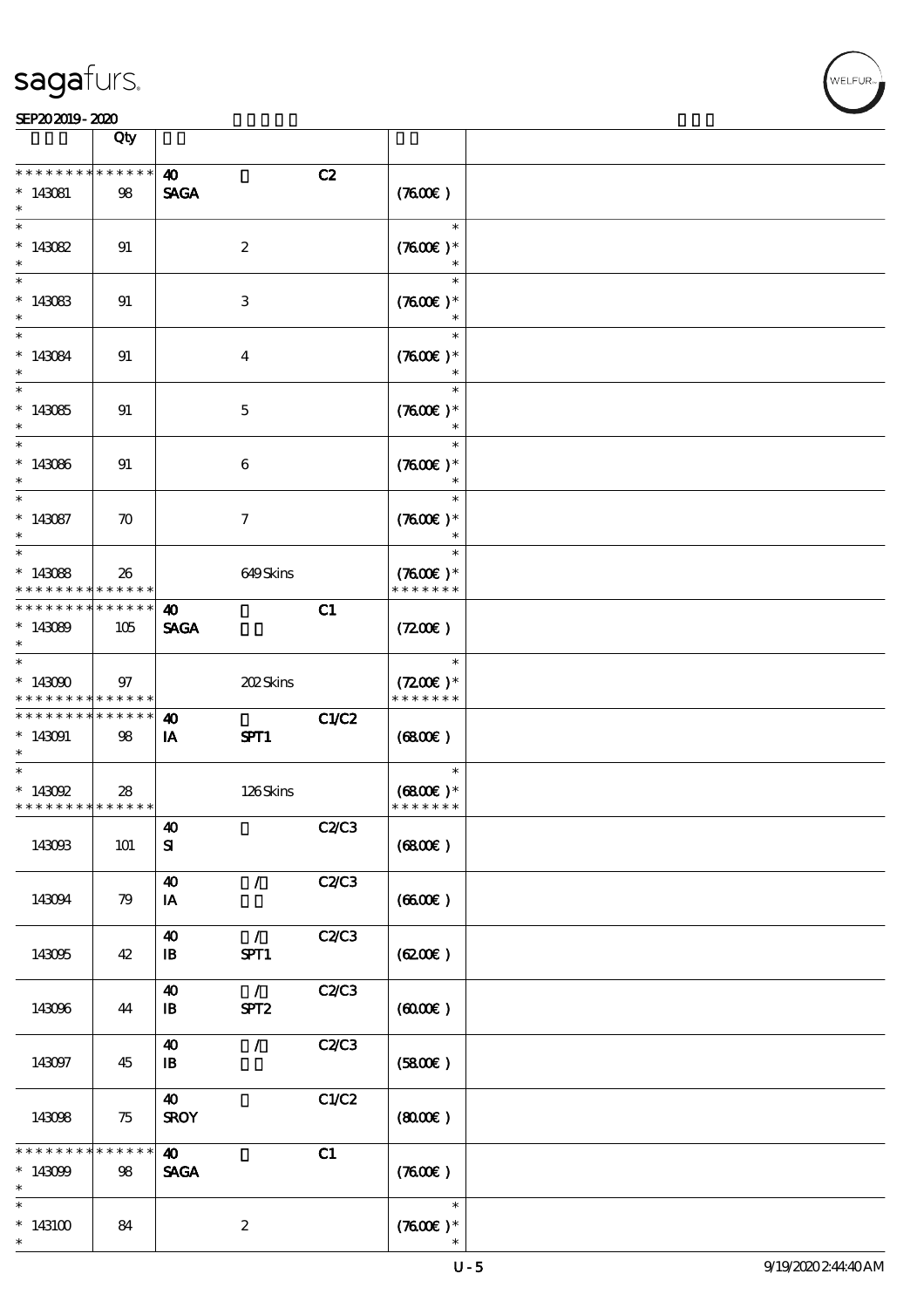| | Qty | | | | | |
|---|---|---|---|---|---|---|
| * * * * * * * * * * * * * * | | 40 | | C2 | | |
| * 143081 | 98 | SAGA | | | (76.00€) | |
| * | | | | | | |
| * 143082 | 91 | | 2 | | (76.00€) * | |
| * 143083 | 91 | | 3 | | (76.00€) * | |
| * 143084 | 91 | | 4 | | (76.00€) * | |
| * 143085 | 91 | | 5 | | (76.00€) * | |
| * 143086 | 91 | | 6 | | (76.00€) * | |
| * 143087 | 70 | | 7 | | (76.00€) * | |
| * 143088 | 26 | | 649 Skins | | (76.00€) * | |
| * * * * * * * * * * * * * * | | | | | * * * * * * * | |
| * * * * * * * * * * * * * * | | 40 | | C1 | | |
| * 143089 | 105 | SAGA | | | (72.00€) | |
| * 143090 | 97 | | 202 Skins | | (72.00€) * | |
| * * * * * * * * * * * * * * | | | | | * * * * * * * | |
| * * * * * * * * * * * * * * | | 40 | | C1/C2 | | |
| * 143091 | 98 | IA | SPT1 | | (68.00€) | |
| * 143092 | 28 | | 126 Skins | | (68.00€) * | |
| * * * * * * * * * * * * * * | | | | | * * * * * * * | |
| 143093 | 101 | 40 SI | | C2/C3 | (68.00€) | |
| 143094 | 79 | 40 IA | / | C2/C3 | (66.00€) | |
| 143095 | 42 | 40 IB | / SPT1 | C2/C3 | (62.00€) | |
| 143096 | 44 | 40 IB | / SPT2 | C2/C3 | (60.00€) | |
| 143097 | 45 | 40 IB | / | C2/C3 | (58.00€) | |
| 143098 | 75 | 40 SROY | | C1/C2 | (80.00€) | |
| * * * * * * * * * * * * * * | | 40 | | C1 | | |
| * 143099 | 98 | SAGA | | | (76.00€) | |
| * 143100 | 84 | | 2 | | (76.00€) * | |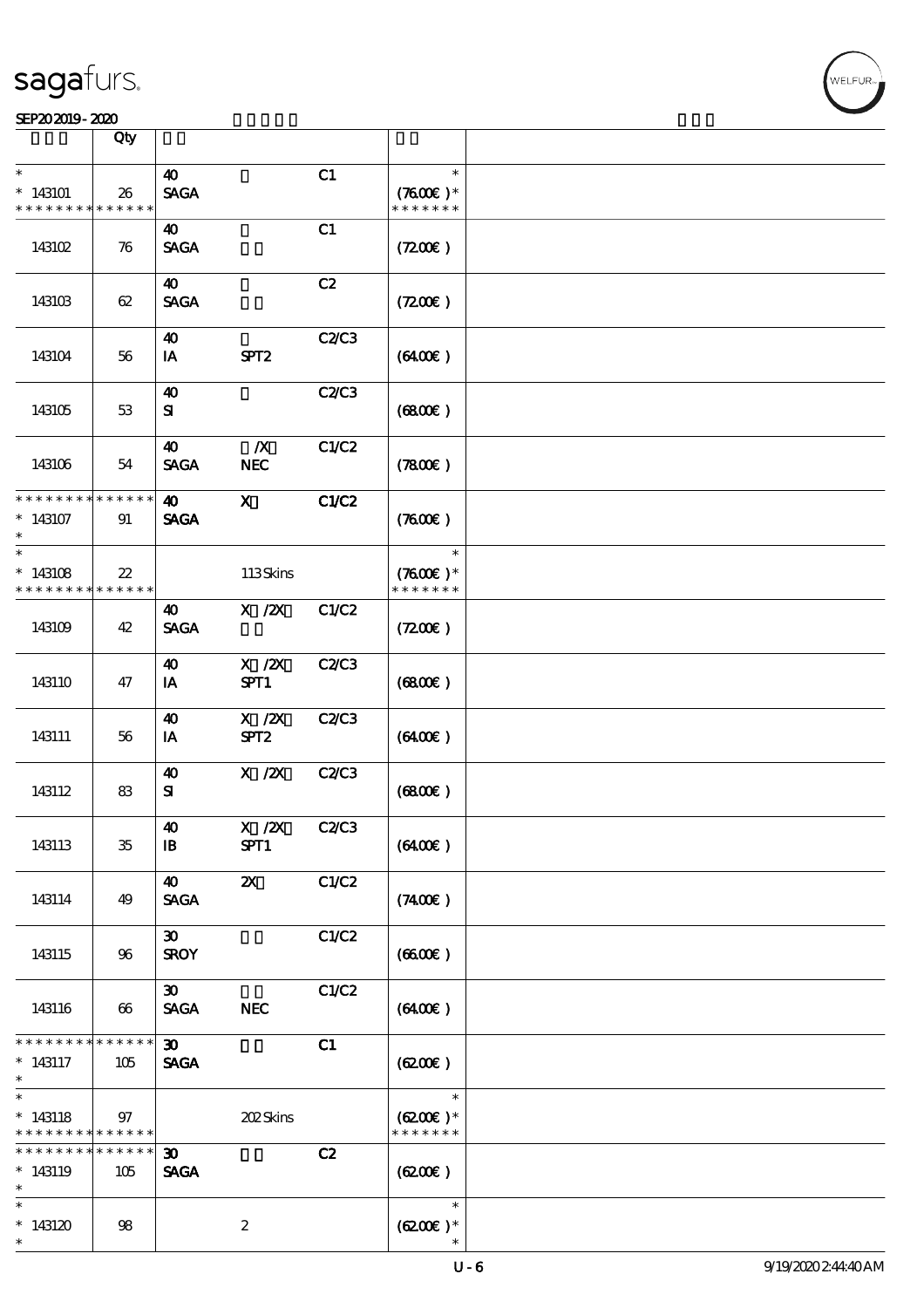sagafurs.

SEP20 2019 - 2020

| | Qty | | | | | |
|---|---|---|---|---|---|---|
| * <br> * 143101 <br> * * * * * * * * * * * * * | 26 | 40 <br> SAGA | | C1 | * <br> (76.00€) * <br> * * * * * * * | |
| 143102 | 76 | 40 <br> SAGA | | C1 | (72.00€) | |
| 143103 | 62 | 40 <br> SAGA | | C2 | (72.00€) | |
| 143104 | 56 | 40 <br> IA | SPT2 | C2/C3 | (64.00€) | |
| 143105 | 53 | 40 <br> SI | | C2/C3 | (68.00€) | |
| 143106 | 54 | 40 <br> SAGA | /X <br> NEC | C1/C2 | (78.00€) | |
| * * * * * * * * * * * * * <br> * 143107 <br> * | 91 | 40 <br> SAGA | X | C1/C2 | (76.00€) | |
| * <br> * 143108 <br> * * * * * * * * * * * * * | 22 | | 113 Skins | | * <br> (76.00€) * <br> * * * * * * * | |
| 143109 | 42 | 40 <br> SAGA | X /2X | C1/C2 | (72.00€) | |
| 143110 | 47 | 40 <br> IA | X /2X <br> SPT1 | C2/C3 | (68.00€) | |
| 143111 | 56 | 40 <br> IA | X /2X <br> SPT2 | C2/C3 | (64.00€) | |
| 143112 | 83 | 40 <br> SI | X /2X | C2/C3 | (68.00€) | |
| 143113 | 35 | 40 <br> IB | X /2X <br> SPT1 | C2/C3 | (64.00€) | |
| 143114 | 49 | 40 <br> SAGA | 2X | C1/C2 | (74.00€) | |
| 143115 | 96 | 30 <br> SROY | | C1/C2 | (66.00€) | |
| 143116 | 66 | 30 <br> SAGA | NEC | C1/C2 | (64.00€) | |
| * * * * * * * * * * * * * <br> * 143117 <br> * | 105 | 30 <br> SAGA | | C1 | (62.00€) | |
| * <br> * 143118 <br> * * * * * * * * * * * * * | 97 | | 202 Skins | | * <br> (62.00€) * <br> * * * * * * * | |
| * * * * * * * * * * * * * <br> * 143119 <br> * | 105 | 30 <br> SAGA | | C2 | (62.00€) | |
| * <br> * 143120 <br> * | 98 | | 2 | | * <br> (62.00€) * <br> * | |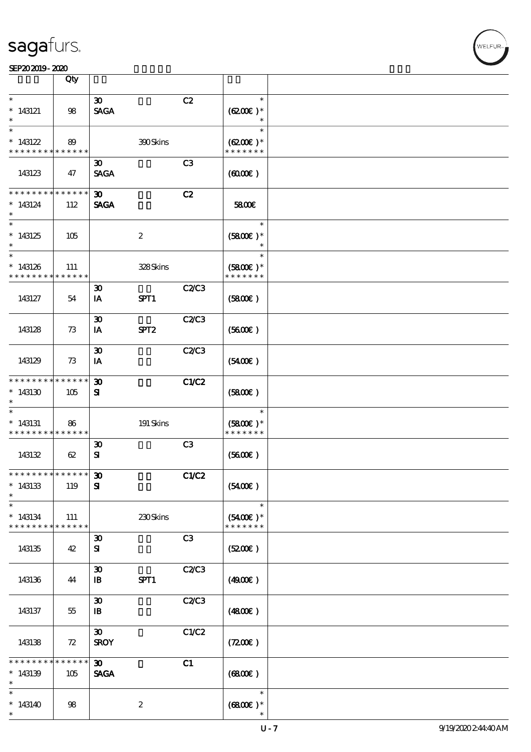| | Qty | | | | | |
|---|---|---|---|---|---|---|
| * 143121 * | 98 | 30 SAGA | | C2 | * (62.00€ )* * | |
| * 143122 * * * * * * * * * * * * * * | 89 | | 390 Skins | | * (62.00€ )* * * * * * * * | |
| 143123 | 47 | 30 SAGA | | C3 | (60.00€ ) | |
| * * * * * * * * * * * * * * 143124 * | 112 | 30 SAGA | | C2 | 58.00€ | |
| * 143125 * | 105 | | 2 | | * (58.00€ )* * | |
| * 143126 * * * * * * * * * * * * * * | 111 | | 328 Skins | | * (58.00€ )* * * * * * * * | |
| 143127 | 54 | 30 IA | SPT1 | C2/C3 | (58.00€ ) | |
| 143128 | 73 | 30 IA | SPT2 | C2/C3 | (56.00€ ) | |
| 143129 | 73 | 30 IA | | C2/C3 | (54.00€ ) | |
| * * * * * * * * * * * * * * 143130 * | 105 | 30 SI | | C1/C2 | (58.00€ ) | |
| * 143131 * * * * * * * * * * * * * * | 86 | | 191 Skins | | * (58.00€ )* * * * * * * * | |
| 143132 | 62 | 30 SI | | C3 | (56.00€ ) | |
| * * * * * * * * * * * * * * 143133 * | 119 | 30 SI | | C1/C2 | (54.00€ ) | |
| * 143134 * * * * * * * * * * * * * * | 111 | | 230 Skins | | * (54.00€ )* * * * * * * * | |
| 143135 | 42 | 30 SI | | C3 | (52.00€ ) | |
| 143136 | 44 | 30 IB | SPT1 | C2/C3 | (49.00€ ) | |
| 143137 | 55 | 30 IB | | C2/C3 | (48.00€ ) | |
| 143138 | 72 | 30 SROY | | C1/C2 | (72.00€ ) | |
| * * * * * * * * * * * * * * 143139 * | 105 | 30 SAGA | | C1 | (68.00€ ) | |
| * 143140 * | 98 | | 2 | | * (68.00€ )* * | |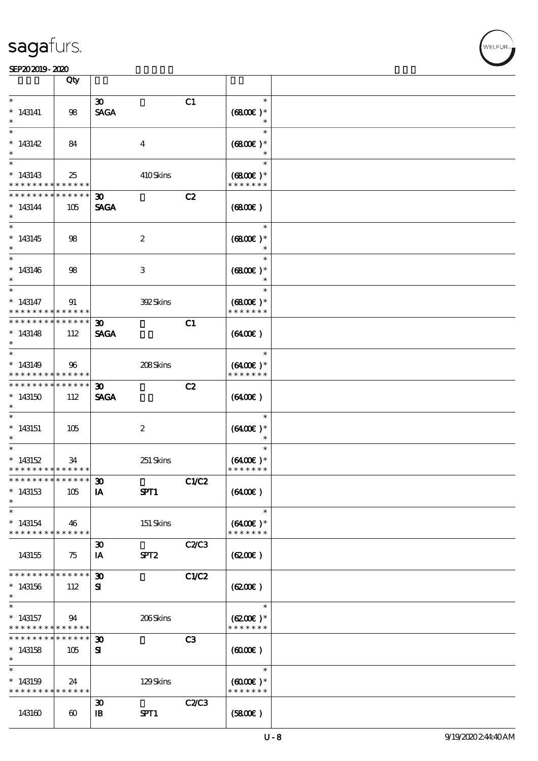| | Qty | | | | | |
|---|---|---|---|---|---|---|
| * 143141 * | 98 | 30 SAGA | | C1 | * (6800€)* * | |
| * 143142 * | 84 | | 4 | | * (6800€)* * | |
| * 143143 * * * * * * * * * * * * * | 25 | | 410 Skins | | * (6800€)* * * * * * * * | |
| * * * * * * * * * * * * * * 143144 * | 105 | 30 SAGA | | C2 | (6800€) | |
| * 143145 * | 98 | | 2 | | * (6800€)* * | |
| * 143146 * | 98 | | 3 | | * (6800€)* * | |
| * 143147 * * * * * * * * * * * * * | 91 | | 392 Skins | | * (6800€)* * * * * * * * | |
| * * * * * * * * * * * * * * 143148 * | 112 | 30 SAGA | | C1 | (6400€) | |
| * 143149 * * * * * * * * * * * * * | 96 | | 208 Skins | | * (6400€)* * * * * * * * | |
| * * * * * * * * * * * * * * 143150 * | 112 | 30 SAGA | | C2 | (6400€) | |
| * 143151 * | 105 | | 2 | | * (6400€)* * | |
| * 143152 * * * * * * * * * * * * * | 34 | | 251 Skins | | * (6400€)* * * * * * * * | |
| * * * * * * * * * * * * * * 143153 * | 105 | 30 IA | SPT1 | C1/C2 | (6400€) | |
| * 143154 * * * * * * * * * * * * * | 46 | | 151 Skins | | * (6400€)* * * * * * * * | |
| 143155 | 75 | 30 IA | SPT2 | C2/C3 | (6200€) | |
| * * * * * * * * * * * * * * 143156 * | 112 | 30 SI | | C1/C2 | (6200€) | |
| * 143157 * * * * * * * * * * * * * | 94 | | 206 Skins | | * (6200€)* * * * * * * * | |
| * * * * * * * * * * * * * * 143158 * | 105 | 30 SI | | C3 | (6000€) | |
| * 143159 * * * * * * * * * * * * * | 24 | | 129 Skins | | * (6000€)* * * * * * * * | |
| 143160 | 60 | 30 IB | SPT1 | C2/C3 | (5800€) | |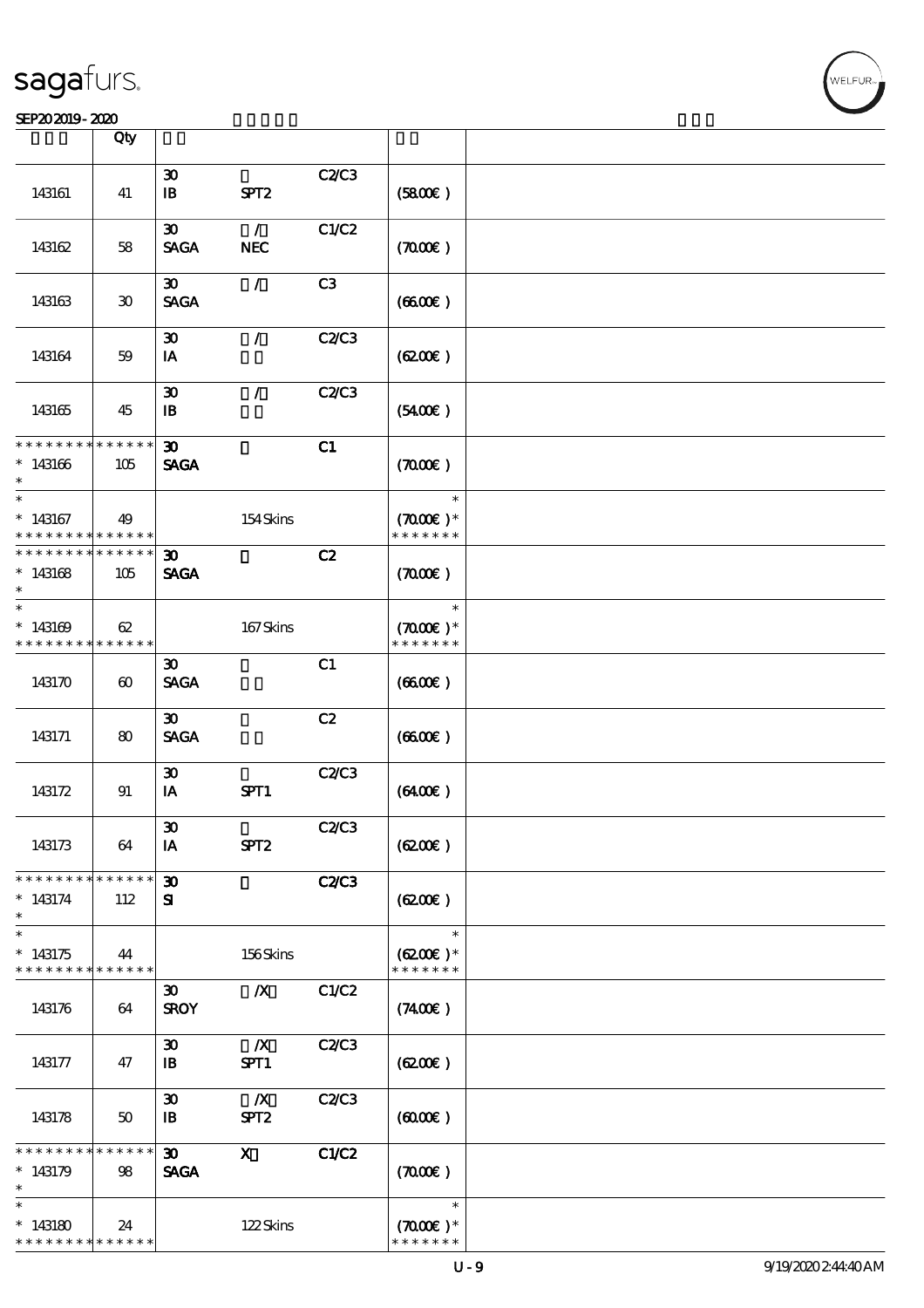| | Qty | | | | | |
|---|---|---|---|---|---|---|
| 143161 | 41 | 30<br>IB | SPT2 | C2/C3 | (58.00€) | |
| 143162 | 58 | 30<br>SAGA | /<br>NEC | C1/C2 | (70.00€) | |
| 143163 | 30 | 30<br>SAGA | / | C3 | (66.00€) | |
| 143164 | 59 | 30<br>IA | / | C2/C3 | (62.00€) | |
| 143165 | 45 | 30<br>IB | / | C2/C3 | (54.00€) | |
| * * * * * * * * * * * * * *<br>* 143166<br>* | 105 | 30<br>SAGA | | C1 | (70.00€) | |
| *<br>* 143167<br>* * * * * * * * * * * * * * | 49 | | 154 Skins | | *<br>(70.00€)*<br>* * * * * * * | |
| * * * * * * * * * * * * * *<br>* 143168<br>* | 105 | 30<br>SAGA | | C2 | (70.00€) | |
| *<br>* 143169<br>* * * * * * * * * * * * * * | 62 | | 167 Skins | | *<br>(70.00€)*<br>* * * * * * * | |
| 143170 | 60 | 30<br>SAGA | | C1 | (66.00€) | |
| 143171 | 80 | 30<br>SAGA | | C2 | (66.00€) | |
| 143172 | 91 | 30<br>IA | SPT1 | C2/C3 | (64.00€) | |
| 143173 | 64 | 30<br>IA | SPT2 | C2/C3 | (62.00€) | |
| * * * * * * * * * * * * * *<br>* 143174<br>* | 112 | 30<br>SI | | C2/C3 | (62.00€) | |
| *<br>* 143175<br>* * * * * * * * * * * * * * | 44 | | 156 Skins | | *<br>(62.00€)*<br>* * * * * * * | |
| 143176 | 64 | 30<br>SROY | /X | C1/C2 | (74.00€) | |
| 143177 | 47 | 30<br>IB | /X<br>SPT1 | C2/C3 | (62.00€) | |
| 143178 | 50 | 30<br>IB | /X<br>SPT2 | C2/C3 | (60.00€) | |
| * * * * * * * * * * * * * *<br>* 143179<br>* | 98 | 30<br>SAGA | X | C1/C2 | (70.00€) | |
| *<br>* 143180<br>* * * * * * * * * * * * * * | 24 | | 122 Skins | | *<br>(70.00€)*<br>* * * * * * * | |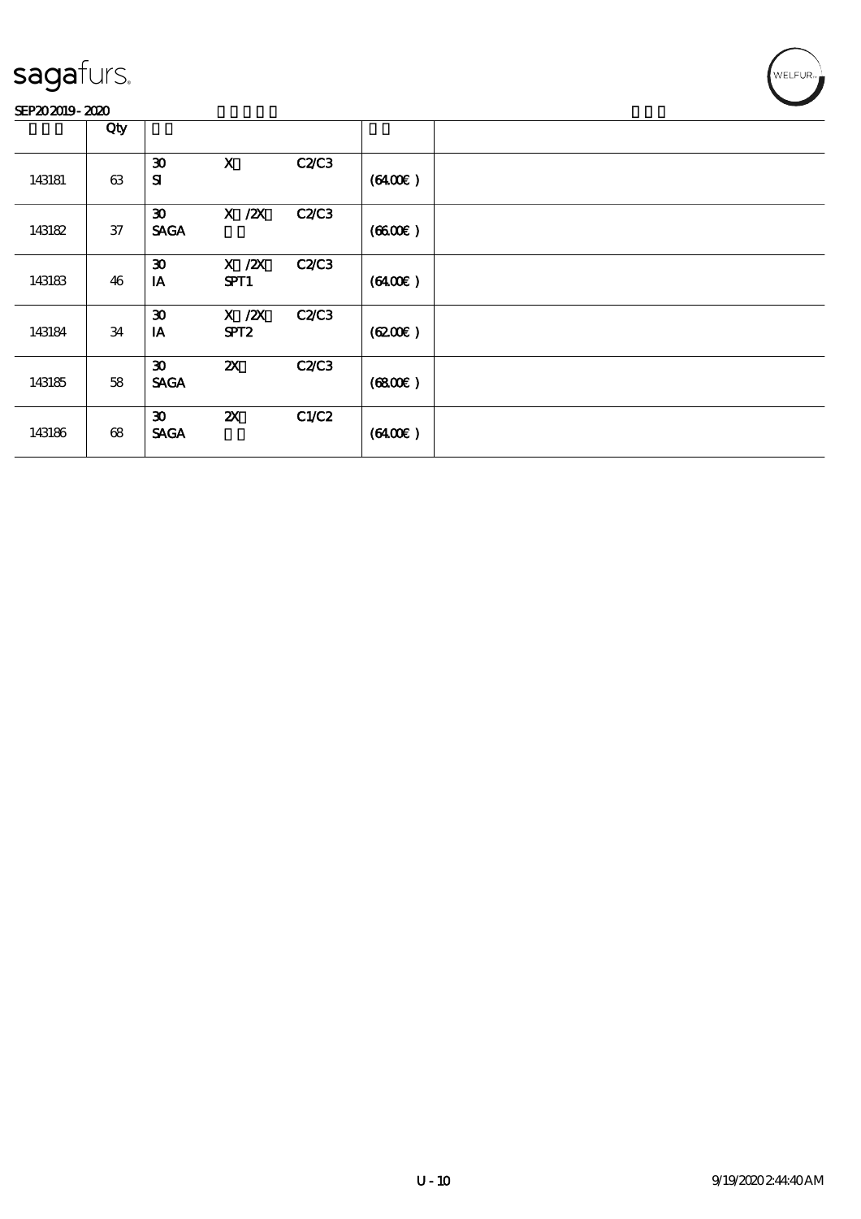sagafurs.

SEP20 2019 - 2020

| | Qty | | | | | |
|---|---|---|---|---|---|---|
| 143181 | 63 | 30<br>SI | X | C2/C3 | (64.00€) | |
| 143182 | 37 | 30<br>SAGA | X /2X | C2/C3 | (66.00€) | |
| 143183 | 46 | 30<br>IA | X /2X<br>SPT1 | C2/C3 | (64.00€) | |
| 143184 | 34 | 30<br>IA | X /2X<br>SPT2 | C2/C3 | (62.00€) | |
| 143185 | 58 | 30<br>SAGA | 2X | C2/C3 | (68.00€) | |
| 143186 | 68 | 30<br>SAGA | 2X | C1/C2 | (64.00€) | |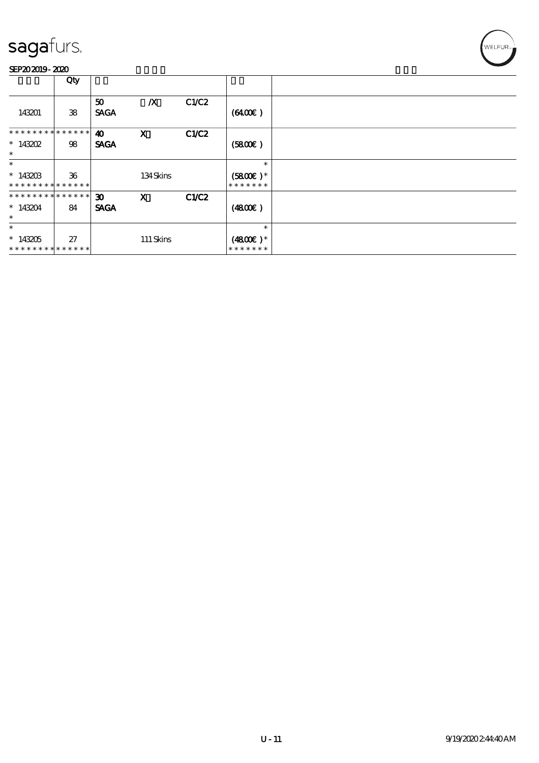sagafurs.

SEP20 2019 - 2020

| | Qty | | | | | |
|---|---|---|---|---|---|---|
| 143201 | 38 | 50 SAGA | /X | C1/C2 | (64.00€) | |
| ************* * 143202 * | 98 | 40 SAGA | X | C1/C2 | (58.00€) | |
| * * 143203 ************* | 36 | | 134 Skins | | * (58.00€) * ******* | |
| ************* * 143204 * | 84 | 30 SAGA | X | C1/C2 | (48.00€) | |
| * * 143205 ************* | 27 | | 111 Skins | | * (48.00€) * ******* | |

U - 11    9/19/2020 2:44:40 AM